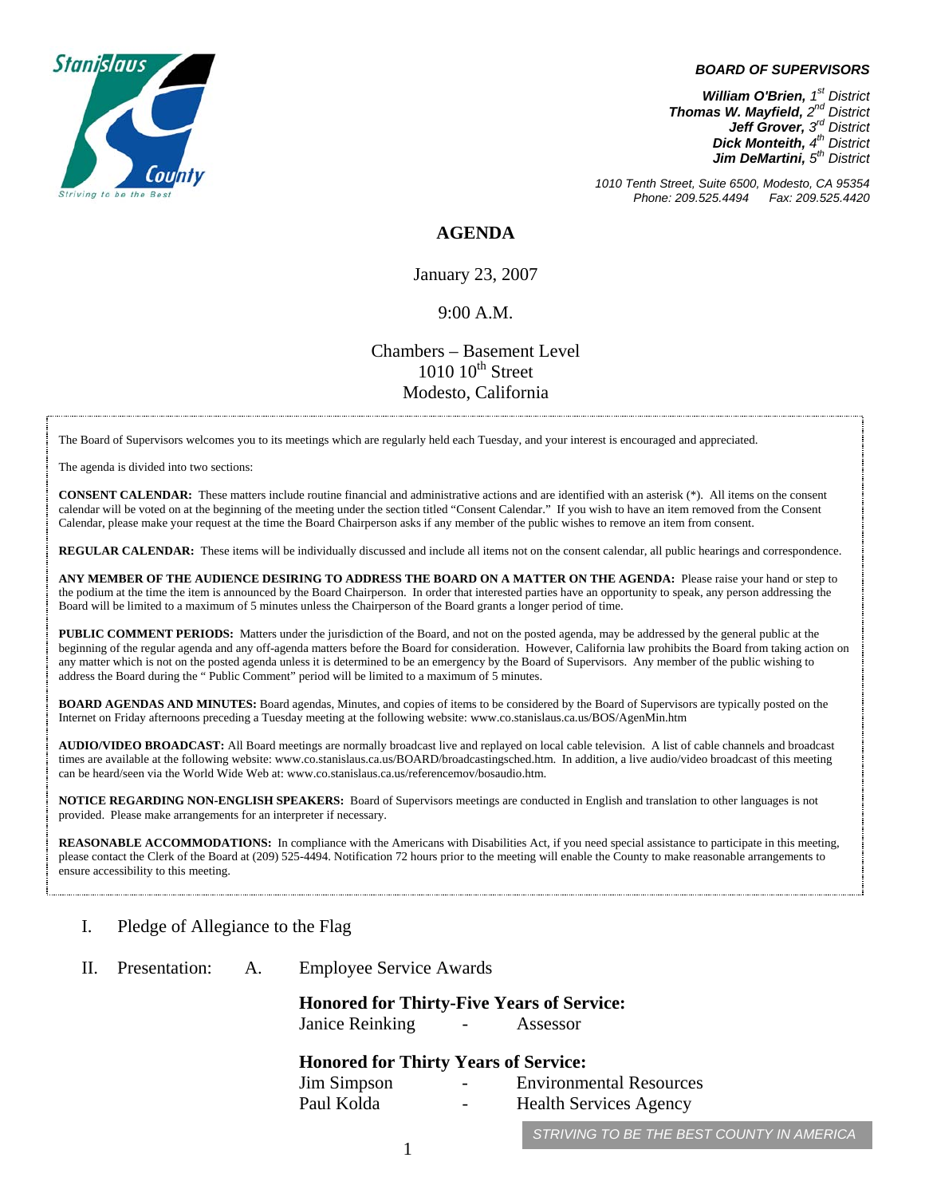Stanislaus County
Striving to be the Best

***BOARD OF SUPERVISORS***

***William O'Brien,** 1st District*
***Thomas W. Mayfield,** 2nd District*
***Jeff Grover,** 3rd District*
***Dick Monteith,** 4th District*
***Jim DeMartini,** 5th District*

*1010 Tenth Street, Suite 6500, Modesto, CA 95354*
*Phone: 209.525.4494 Fax: 209.525.4420*

# AGENDA

January 23, 2007

9:00 A.M.

Chambers – Basement Level
1010 10th Street
Modesto, California

The Board of Supervisors welcomes you to its meetings which are regularly held each Tuesday, and your interest is encouraged and appreciated.

The agenda is divided into two sections:

**CONSENT CALENDAR:** These matters include routine financial and administrative actions and are identified with an asterisk (*). All items on the consent calendar will be voted on at the beginning of the meeting under the section titled "Consent Calendar." If you wish to have an item removed from the Consent Calendar, please make your request at the time the Board Chairperson asks if any member of the public wishes to remove an item from consent.

**REGULAR CALENDAR:** These items will be individually discussed and include all items not on the consent calendar, all public hearings and correspondence.

**ANY MEMBER OF THE AUDIENCE DESIRING TO ADDRESS THE BOARD ON A MATTER ON THE AGENDA:** Please raise your hand or step to the podium at the time the item is announced by the Board Chairperson. In order that interested parties have an opportunity to speak, any person addressing the Board will be limited to a maximum of 5 minutes unless the Chairperson of the Board grants a longer period of time.

**PUBLIC COMMENT PERIODS:** Matters under the jurisdiction of the Board, and not on the posted agenda, may be addressed by the general public at the beginning of the regular agenda and any off-agenda matters before the Board for consideration. However, California law prohibits the Board from taking action on any matter which is not on the posted agenda unless it is determined to be an emergency by the Board of Supervisors. Any member of the public wishing to address the Board during the " Public Comment" period will be limited to a maximum of 5 minutes.

**BOARD AGENDAS AND MINUTES:** Board agendas, Minutes, and copies of items to be considered by the Board of Supervisors are typically posted on the Internet on Friday afternoons preceding a Tuesday meeting at the following website: www.co.stanislaus.ca.us/BOS/AgenMin.htm

**AUDIO/VIDEO BROADCAST:** All Board meetings are normally broadcast live and replayed on local cable television. A list of cable channels and broadcast times are available at the following website: www.co.stanislaus.ca.us/BOARD/broadcastingsched.htm. In addition, a live audio/video broadcast of this meeting can be heard/seen via the World Wide Web at: www.co.stanislaus.ca.us/referencemov/bosaudio.htm.

**NOTICE REGARDING NON-ENGLISH SPEAKERS:** Board of Supervisors meetings are conducted in English and translation to other languages is not provided. Please make arrangements for an interpreter if necessary.

**REASONABLE ACCOMMODATIONS:** In compliance with the Americans with Disabilities Act, if you need special assistance to participate in this meeting, please contact the Clerk of the Board at (209) 525-4494. Notification 72 hours prior to the meeting will enable the County to make reasonable arrangements to ensure accessibility to this meeting.

I. Pledge of Allegiance to the Flag

II. Presentation: A. Employee Service Awards

**Honored for Thirty-Five Years of Service:**
Janice Reinking - Assessor

**Honored for Thirty Years of Service:**
Jim Simpson - Environmental Resources
Paul Kolda - Health Services Agency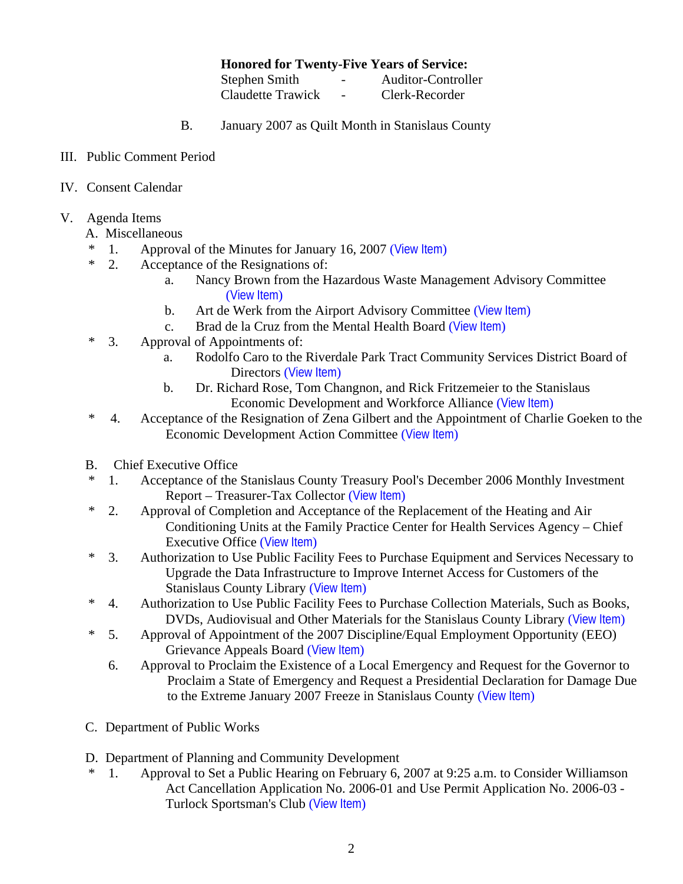**Honored for Twenty-Five Years of Service:**

Stephen Smith - Auditor-Controller
Claudette Trawick - Clerk-Recorder

B. January 2007 as Quilt Month in Stanislaus County

III. Public Comment Period

IV. Consent Calendar

V. Agenda Items

A. Miscellaneous

\* 1. Approval of the Minutes for January 16, 2007 (View Item)

\* 2. Acceptance of the Resignations of:

a. Nancy Brown from the Hazardous Waste Management Advisory Committee (View Item)

b. Art de Werk from the Airport Advisory Committee (View Item)

c. Brad de la Cruz from the Mental Health Board (View Item)

\* 3. Approval of Appointments of:

a. Rodolfo Caro to the Riverdale Park Tract Community Services District Board of Directors (View Item)

b. Dr. Richard Rose, Tom Changnon, and Rick Fritzemeier to the Stanislaus Economic Development and Workforce Alliance (View Item)

\* 4. Acceptance of the Resignation of Zena Gilbert and the Appointment of Charlie Goeken to the Economic Development Action Committee (View Item)

B. Chief Executive Office

\* 1. Acceptance of the Stanislaus County Treasury Pool's December 2006 Monthly Investment Report – Treasurer-Tax Collector (View Item)

\* 2. Approval of Completion and Acceptance of the Replacement of the Heating and Air Conditioning Units at the Family Practice Center for Health Services Agency – Chief Executive Office (View Item)

\* 3. Authorization to Use Public Facility Fees to Purchase Equipment and Services Necessary to Upgrade the Data Infrastructure to Improve Internet Access for Customers of the Stanislaus County Library (View Item)

\* 4. Authorization to Use Public Facility Fees to Purchase Collection Materials, Such as Books, DVDs, Audiovisual and Other Materials for the Stanislaus County Library (View Item)

\* 5. Approval of Appointment of the 2007 Discipline/Equal Employment Opportunity (EEO) Grievance Appeals Board (View Item)

6. Approval to Proclaim the Existence of a Local Emergency and Request for the Governor to Proclaim a State of Emergency and Request a Presidential Declaration for Damage Due to the Extreme January 2007 Freeze in Stanislaus County (View Item)

C. Department of Public Works

D. Department of Planning and Community Development

\* 1. Approval to Set a Public Hearing on February 6, 2007 at 9:25 a.m. to Consider Williamson Act Cancellation Application No. 2006-01 and Use Permit Application No. 2006-03 - Turlock Sportsman's Club (View Item)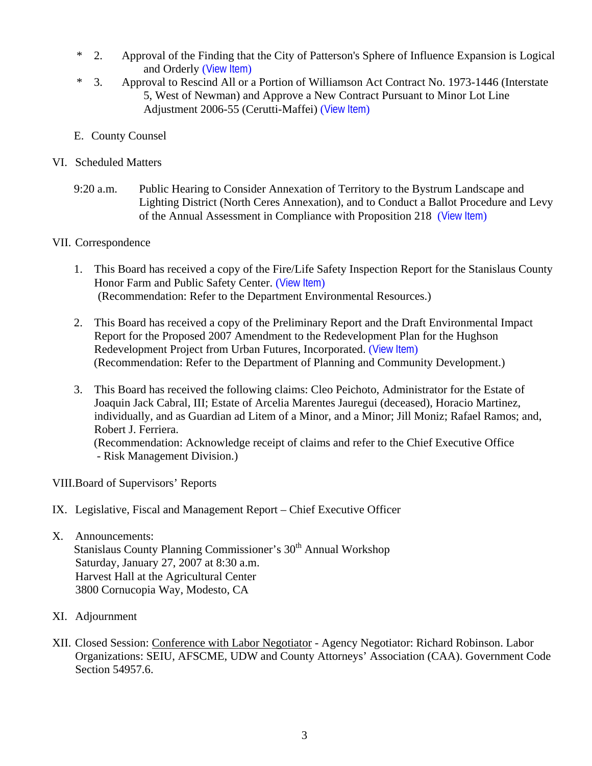- \* 2. Approval of the Finding that the City of Patterson's Sphere of Influence Expansion is Logical and Orderly (View Item)
- \* 3. Approval to Rescind All or a Portion of Williamson Act Contract No. 1973-1446 (Interstate 5, West of Newman) and Approve a New Contract Pursuant to Minor Lot Line Adjustment 2006-55 (Cerutti-Maffei) (View Item)

E. County Counsel

VI. Scheduled Matters

9:20 a.m. Public Hearing to Consider Annexation of Territory to the Bystrum Landscape and Lighting District (North Ceres Annexation), and to Conduct a Ballot Procedure and Levy of the Annual Assessment in Compliance with Proposition 218 (View Item)

VII. Correspondence

1. This Board has received a copy of the Fire/Life Safety Inspection Report for the Stanislaus County Honor Farm and Public Safety Center. (View Item)
   (Recommendation: Refer to the Department Environmental Resources.)

2. This Board has received a copy of the Preliminary Report and the Draft Environmental Impact Report for the Proposed 2007 Amendment to the Redevelopment Plan for the Hughson Redevelopment Project from Urban Futures, Incorporated. (View Item)
   (Recommendation: Refer to the Department of Planning and Community Development.)

3. This Board has received the following claims: Cleo Peichoto, Administrator for the Estate of Joaquin Jack Cabral, III; Estate of Arcelia Marentes Jauregui (deceased), Horacio Martinez, individually, and as Guardian ad Litem of a Minor, and a Minor; Jill Moniz; Rafael Ramos; and, Robert J. Ferriera.
   (Recommendation: Acknowledge receipt of claims and refer to the Chief Executive Office - Risk Management Division.)

VIII. Board of Supervisors' Reports

IX. Legislative, Fiscal and Management Report – Chief Executive Officer

X. Announcements:
Stanislaus County Planning Commissioner's 30th Annual Workshop
Saturday, January 27, 2007 at 8:30 a.m.
Harvest Hall at the Agricultural Center
3800 Cornucopia Way, Modesto, CA

XI. Adjournment

XII. Closed Session: <u>Conference with Labor Negotiator</u> - Agency Negotiator: Richard Robinson. Labor Organizations: SEIU, AFSCME, UDW and County Attorneys' Association (CAA). Government Code Section 54957.6.